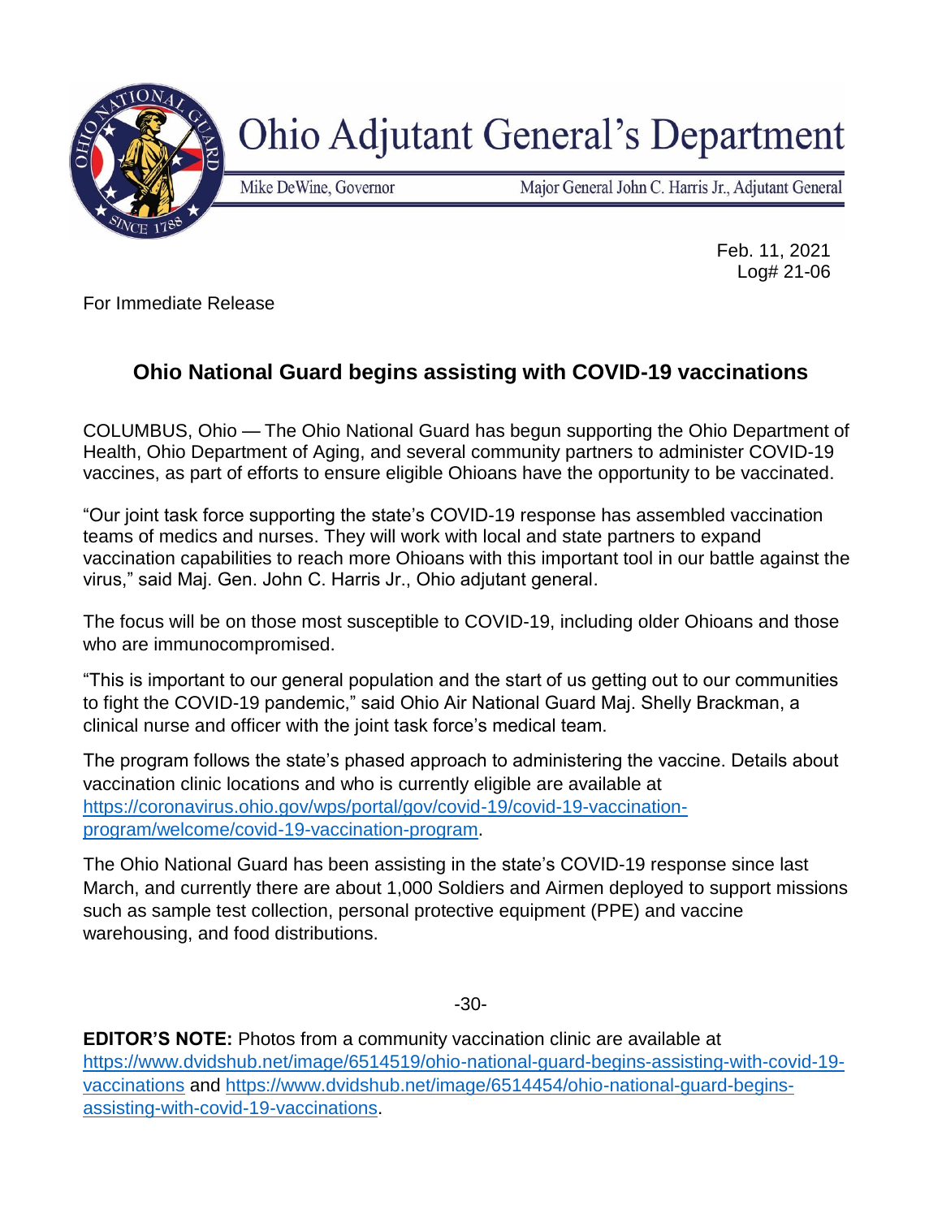# Ohio Adjutant General's Department

Mike DeWine, Governor

Major General John C. Harris Jr., Adjutant General

Feb. 11, 2021
Log# 21-06

For Immediate Release

## Ohio National Guard begins assisting with COVID-19 vaccinations

COLUMBUS, Ohio — The Ohio National Guard has begun supporting the Ohio Department of Health, Ohio Department of Aging, and several community partners to administer COVID-19 vaccines, as part of efforts to ensure eligible Ohioans have the opportunity to be vaccinated.

"Our joint task force supporting the state's COVID-19 response has assembled vaccination teams of medics and nurses. They will work with local and state partners to expand vaccination capabilities to reach more Ohioans with this important tool in our battle against the virus," said Maj. Gen. John C. Harris Jr., Ohio adjutant general.

The focus will be on those most susceptible to COVID-19, including older Ohioans and those who are immunocompromised.

"This is important to our general population and the start of us getting out to our communities to fight the COVID-19 pandemic," said Ohio Air National Guard Maj. Shelly Brackman, a clinical nurse and officer with the joint task force's medical team.

The program follows the state's phased approach to administering the vaccine. Details about vaccination clinic locations and who is currently eligible are available at [https://coronavirus.ohio.gov/wps/portal/gov/covid-19/covid-19-vaccination-program/welcome/covid-19-vaccination-program](https://coronavirus.ohio.gov/wps/portal/gov/covid-19/covid-19-vaccination-program/welcome/covid-19-vaccination-program).

The Ohio National Guard has been assisting in the state's COVID-19 response since last March, and currently there are about 1,000 Soldiers and Airmen deployed to support missions such as sample test collection, personal protective equipment (PPE) and vaccine warehousing, and food distributions.

-30-

**EDITOR'S NOTE:** Photos from a community vaccination clinic are available at [https://www.dvidshub.net/image/6514519/ohio-national-guard-begins-assisting-with-covid-19-vaccinations](https://www.dvidshub.net/image/6514519/ohio-national-guard-begins-assisting-with-covid-19-vaccinations) and [https://www.dvidshub.net/image/6514454/ohio-national-guard-begins-assisting-with-covid-19-vaccinations](https://www.dvidshub.net/image/6514454/ohio-national-guard-begins-assisting-with-covid-19-vaccinations).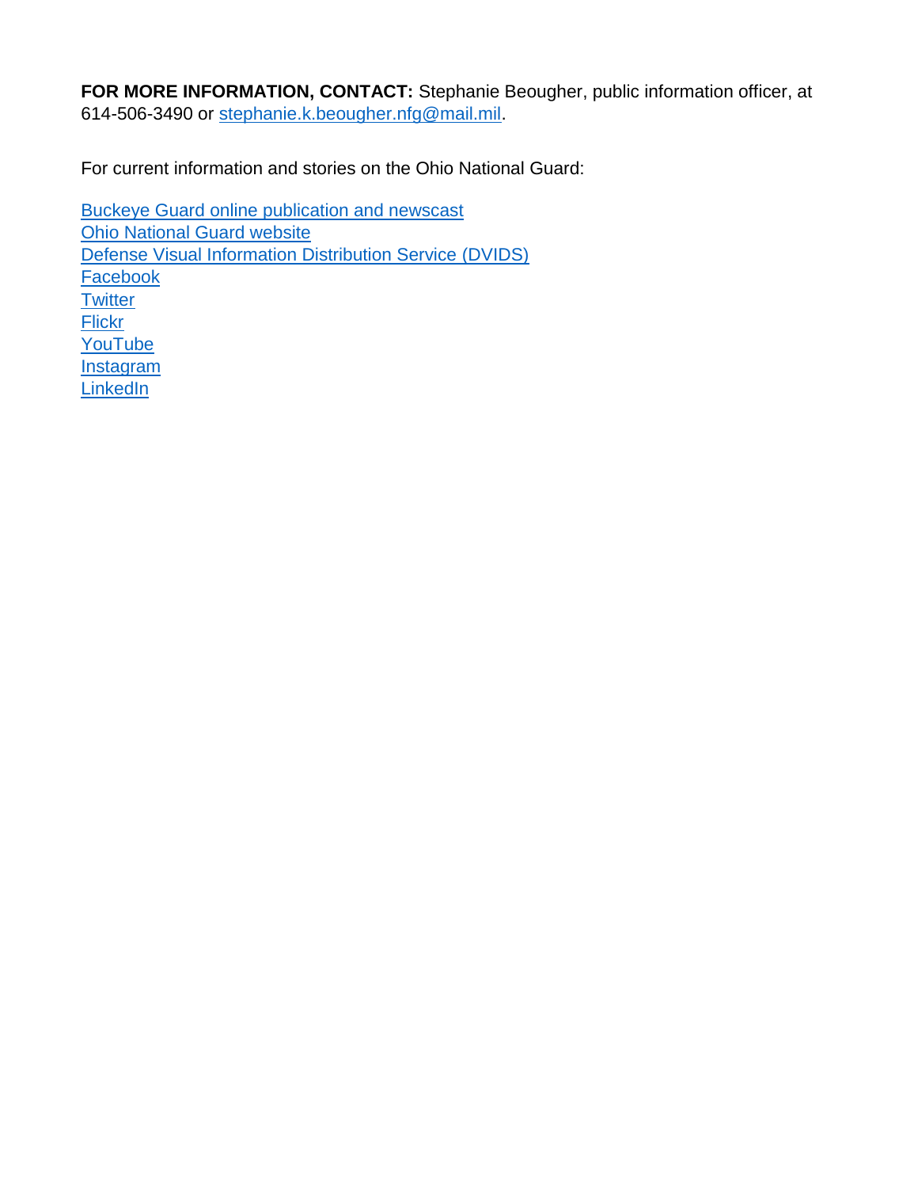**FOR MORE INFORMATION, CONTACT:** Stephanie Beougher, public information officer, at 614-506-3490 or stephanie.k.beougher.nfg@mail.mil.

For current information and stories on the Ohio National Guard:

Buckeye Guard online publication and newscast
Ohio National Guard website
Defense Visual Information Distribution Service (DVIDS)
Facebook
Twitter
Flickr
YouTube
Instagram
LinkedIn